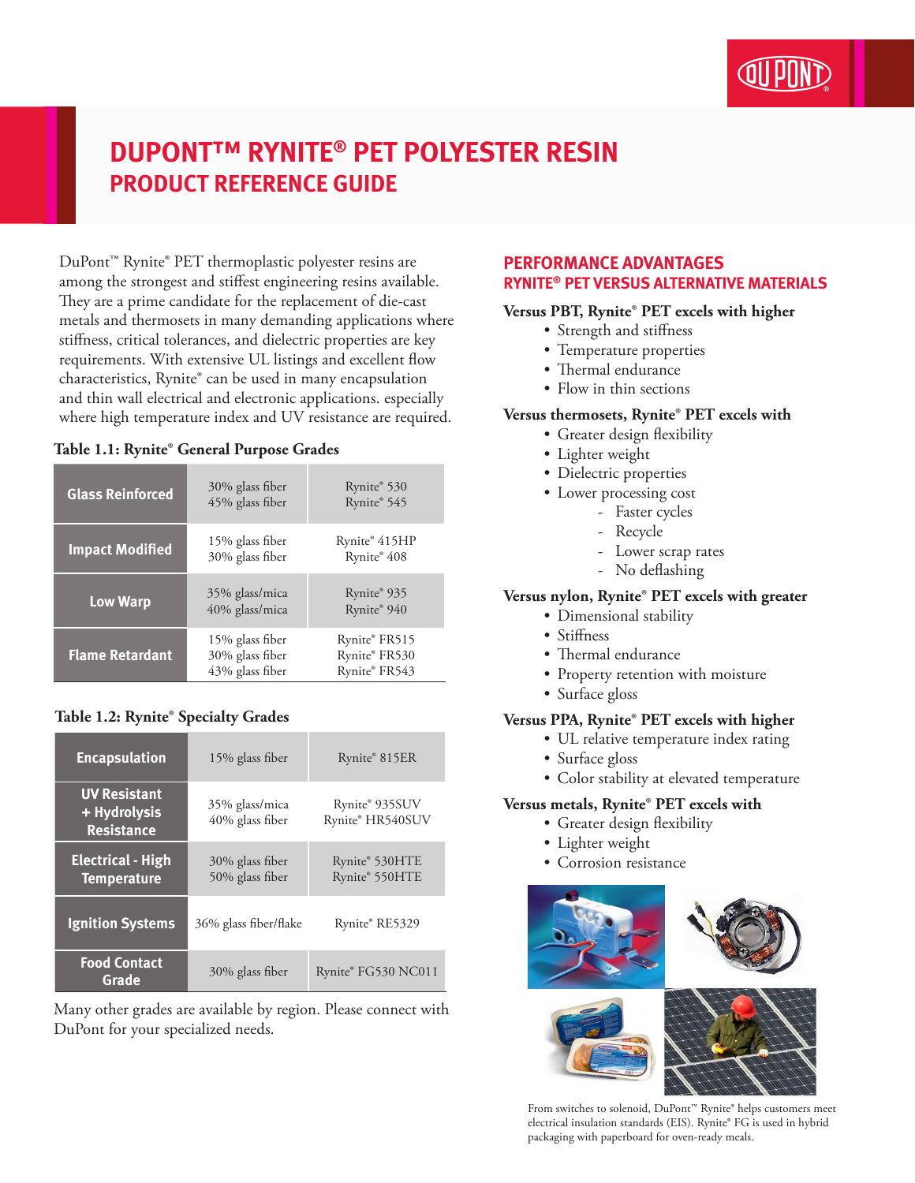# DUPONT™ RYNITE® PET POLYESTER RESIN

## PRODUCT REFERENCE GUIDE

DuPont™ Rynite® PET thermoplastic polyester resins are among the strongest and stiffest engineering resins available. They are a prime candidate for the replacement of die-cast metals and thermosets in many demanding applications where stiffness, critical tolerances, and dielectric properties are key requirements. With extensive UL listings and excellent flow characteristics, Rynite® can be used in many encapsulation and thin wall electrical and electronic applications. especially where high temperature index and UV resistance are required.

**Table 1.1: Rynite® General Purpose Grades**

| | | |
|---|---|---|
| **Glass Reinforced** | 30% glass fiber<br>45% glass fiber | Rynite® 530<br>Rynite® 545 |
| **Impact Modified** | 15% glass fiber<br>30% glass fiber | Rynite® 415HP<br>Rynite® 408 |
| **Low Warp** | 35% glass/mica<br>40% glass/mica | Rynite® 935<br>Rynite® 940 |
| **Flame Retardant** | 15% glass fiber<br>30% glass fiber<br>43% glass fiber | Rynite® FR515<br>Rynite® FR530<br>Rynite® FR543 |

**Table 1.2: Rynite® Specialty Grades**

| | | |
|---|---|---|
| **Encapsulation** | 15% glass fiber | Rynite® 815ER |
| **UV Resistant + Hydrolysis Resistance** | 35% glass/mica<br>40% glass fiber | Rynite® 935SUV<br>Rynite® HR540SUV |
| **Electrical - High Temperature** | 30% glass fiber<br>50% glass fiber | Rynite® 530HTE<br>Rynite® 550HTE |
| **Ignition Systems** | 36% glass fiber/flake | Rynite® RE5329 |
| **Food Contact Grade** | 30% glass fiber | Rynite® FG530 NC011 |

Many other grades are available by region. Please connect with DuPont for your specialized needs.

## PERFORMANCE ADVANTAGES

### RYNITE® PET VERSUS ALTERNATIVE MATERIALS

**Versus PBT, Rynite® PET excels with higher**

- Strength and stiffness
- Temperature properties
- Thermal endurance
- Flow in thin sections

**Versus thermosets, Rynite® PET excels with**

- Greater design flexibility
- Lighter weight
- Dielectric properties
- Lower processing cost
  - Faster cycles
  - Recycle
  - Lower scrap rates
  - No deflashing

**Versus nylon, Rynite® PET excels with greater**

- Dimensional stability
- Stiffness
- Thermal endurance
- Property retention with moisture
- Surface gloss

**Versus PPA, Rynite® PET excels with higher**

- UL relative temperature index rating
- Surface gloss
- Color stability at elevated temperature

**Versus metals, Rynite® PET excels with**

- Greater design flexibility
- Lighter weight
- Corrosion resistance

From switches to solenoid, DuPont™ Rynite® helps customers meet electrical insulation standards (EIS). Rynite® FG is used in hybrid packaging with paperboard for oven-ready meals.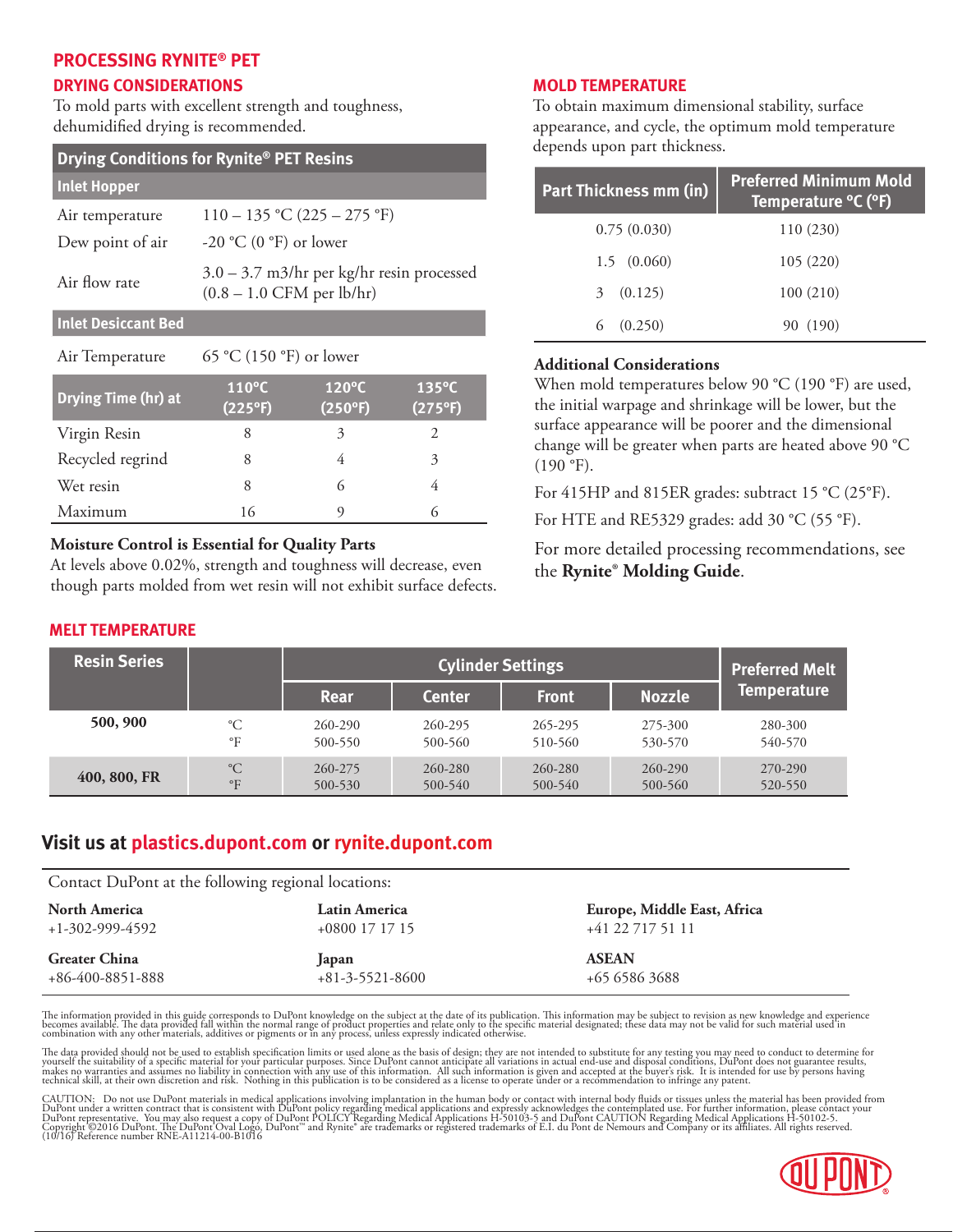## PROCESSING RYNITE® PET

### DRYING CONSIDERATIONS

To mold parts with excellent strength and toughness, dehumidified drying is recommended.

| Drying Conditions for Rynite® PET Resins | | | |
|---|---|---|---|
| **Inlet Hopper** | | | |
| Air temperature | 110 – 135 °C (225 – 275 °F) | | |
| Dew point of air | -20 °C (0 °F) or lower | | |
| Air flow rate | 3.0 – 3.7 m3/hr per kg/hr resin processed (0.8 – 1.0 CFM per lb/hr) | | |
| **Inlet Desiccant Bed** | | | |
| Air Temperature | 65 °C (150 °F) or lower | | |
| **Drying Time (hr) at** | **110°C (225°F)** | **120°C (250°F)** | **135°C (275°F)** |
| Virgin Resin | 8 | 3 | 2 |
| Recycled regrind | 8 | 4 | 3 |
| Wet resin | 8 | 6 | 4 |
| Maximum | 16 | 9 | 6 |

**Moisture Control is Essential for Quality Parts**

At levels above 0.02%, strength and toughness will decrease, even though parts molded from wet resin will not exhibit surface defects.

### MOLD TEMPERATURE

To obtain maximum dimensional stability, surface appearance, and cycle, the optimum mold temperature depends upon part thickness.

| Part Thickness mm (in) | Preferred Minimum Mold Temperature °C (°F) |
|---|---|
| 0.75 (0.030) | 110 (230) |
| 1.5 (0.060) | 105 (220) |
| 3 (0.125) | 100 (210) |
| 6 (0.250) | 90 (190) |

**Additional Considerations**

When mold temperatures below 90 °C (190 °F) are used, the initial warpage and shrinkage will be lower, but the surface appearance will be poorer and the dimensional change will be greater when parts are heated above 90 °C (190 °F).

For 415HP and 815ER grades: subtract 15 °C (25°F).

For HTE and RE5329 grades: add 30 °C (55 °F).

For more detailed processing recommendations, see the **Rynite® Molding Guide**.

### MELT TEMPERATURE

| Resin Series | | Cylinder Settings | | | | Preferred Melt Temperature |
|---|---|---|---|---|---|---|
| | | Rear | Center | Front | Nozzle | |
| **500, 900** | °C | 260-290 | 260-295 | 265-295 | 275-300 | 280-300 |
| | °F | 500-550 | 500-560 | 510-560 | 530-570 | 540-570 |
| **400, 800, FR** | °C | 260-275 | 260-280 | 260-280 | 260-290 | 270-290 |
| | °F | 500-530 | 500-540 | 500-540 | 500-560 | 520-550 |

## Visit us at plastics.dupont.com or rynite.dupont.com

Contact DuPont at the following regional locations:

| | | |
|---|---|---|
| **North America** +1-302-999-4592 | **Latin America** +0800 17 17 15 | **Europe, Middle East, Africa** +41 22 717 51 11 |
| **Greater China** +86-400-8851-888 | **Japan** +81-3-5521-8600 | **ASEAN** +65 6586 3688 |

The information provided in this guide corresponds to DuPont knowledge on the subject at the date of its publication. This information may be subject to revision as new knowledge and experience becomes available. The data provided fall within the normal range of product properties and relate only to the specific material designated; these data may not be valid for such material used in combination with any other materials, additives or pigments or in any process, unless expressly indicated otherwise.

The data provided should not be used to establish specification limits or used alone as the basis of design; they are not intended to substitute for any testing you may need to conduct to determine for yourself the suitability of a specific material for your particular purposes. Since DuPont cannot anticipate all variations in actual end-use and disposal conditions, DuPont does not guarantee results, makes no warranties and assumes no liability in connection with any use of this information. All such information is given and accepted at the buyer's risk. It is intended for use by persons having technical skill, at their own discretion and risk. Nothing in this publication is to be considered as a license to operate under or a recommendation to infringe any patent.

CAUTION: Do not use DuPont materials in medical applications involving implantation in the human body or contact with internal body fluids or tissues unless the material has been provided from DuPont under a written contract that is consistent with DuPont policy regarding medical applications and expressly acknowledges the contemplated use. For further information, please contact your DuPont representative. You may also request a copy of DuPont POLICY Regarding Medical Applications H-50103-5 and DuPont CAUTION Regarding Medical Applications H-50102-5.
Copyright ©2016 DuPont. The DuPont Oval Logo, DuPont™ and Rynite® are trademarks or registered trademarks of E.I. du Pont de Nemours and Company or its affiliates. All rights reserved.
(10/16) Reference number RNE-A11214-00-B1016